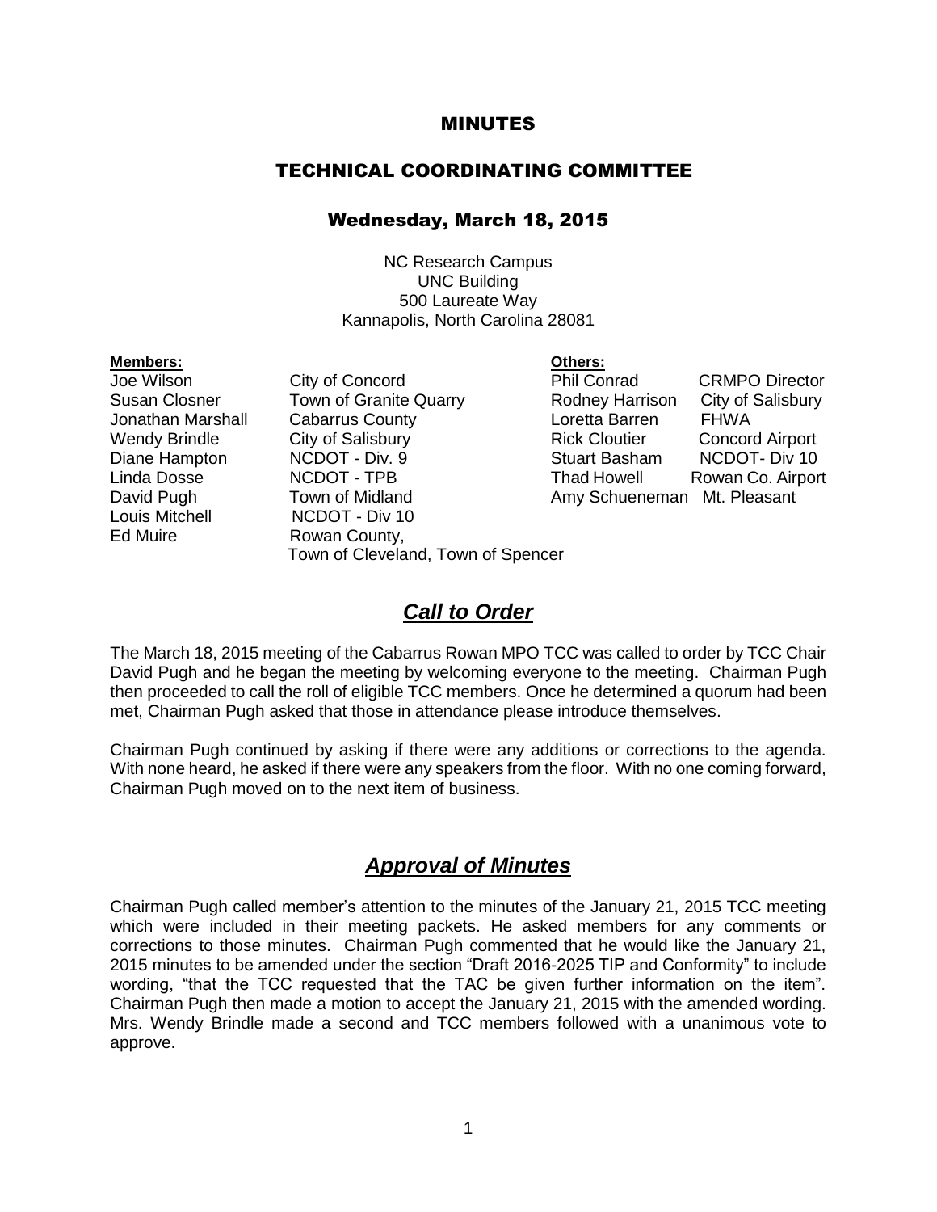# MINUTES

## TECHNICAL COORDINATING COMMITTEE

### Wednesday, March 18, 2015

NC Research Campus
UNC Building
500 Laureate Way
Kannapolis, North Carolina 28081

| **Members:** | | **Others:** | |
|---|---|---|---|
| Joe Wilson | City of Concord | Phil Conrad | CRMPO Director |
| Susan Closner | Town of Granite Quarry | Rodney Harrison | City of Salisbury |
| Jonathan Marshall | Cabarrus County | Loretta Barren | FHWA |
| Wendy Brindle | City of Salisbury | Rick Cloutier | Concord Airport |
| Diane Hampton | NCDOT - Div. 9 | Stuart Basham | NCDOT- Div 10 |
| Linda Dosse | NCDOT - TPB | Thad Howell | Rowan Co. Airport |
| David Pugh | Town of Midland | Amy Schueneman | Mt. Pleasant |
| Louis Mitchell | NCDOT - Div 10 | | |
| Ed Muire | Rowan County, Town of Cleveland, Town of Spencer | | |

## *Call to Order*

The March 18, 2015 meeting of the Cabarrus Rowan MPO TCC was called to order by TCC Chair David Pugh and he began the meeting by welcoming everyone to the meeting. Chairman Pugh then proceeded to call the roll of eligible TCC members. Once he determined a quorum had been met, Chairman Pugh asked that those in attendance please introduce themselves.

Chairman Pugh continued by asking if there were any additions or corrections to the agenda. With none heard, he asked if there were any speakers from the floor. With no one coming forward, Chairman Pugh moved on to the next item of business.

## *Approval of Minutes*

Chairman Pugh called member's attention to the minutes of the January 21, 2015 TCC meeting which were included in their meeting packets. He asked members for any comments or corrections to those minutes. Chairman Pugh commented that he would like the January 21, 2015 minutes to be amended under the section "Draft 2016-2025 TIP and Conformity" to include wording, "that the TCC requested that the TAC be given further information on the item". Chairman Pugh then made a motion to accept the January 21, 2015 with the amended wording. Mrs. Wendy Brindle made a second and TCC members followed with a unanimous vote to approve.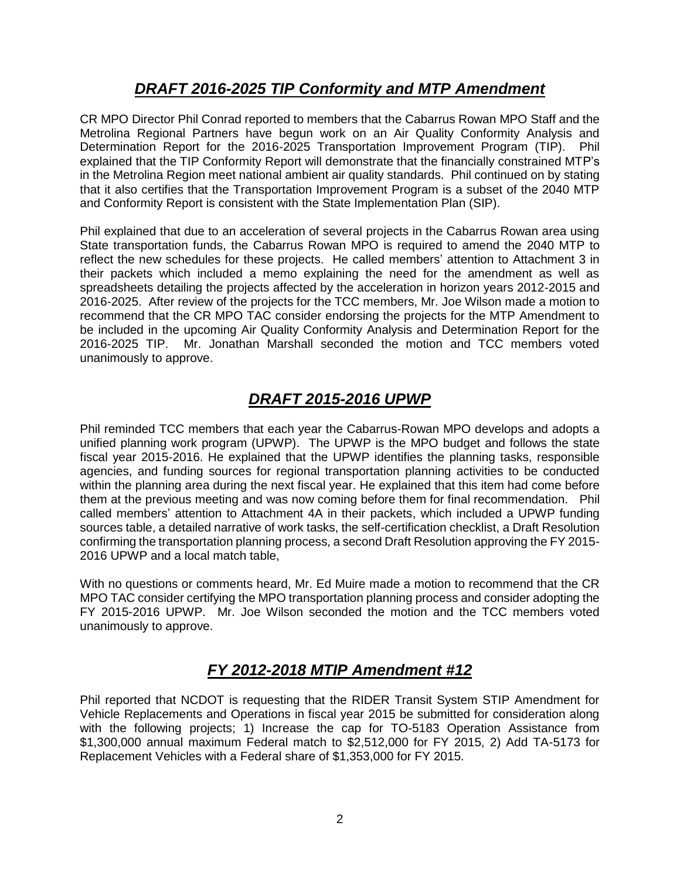## ***DRAFT 2016-2025 TIP Conformity and MTP Amendment***

CR MPO Director Phil Conrad reported to members that the Cabarrus Rowan MPO Staff and the Metrolina Regional Partners have begun work on an Air Quality Conformity Analysis and Determination Report for the 2016-2025 Transportation Improvement Program (TIP). Phil explained that the TIP Conformity Report will demonstrate that the financially constrained MTP's in the Metrolina Region meet national ambient air quality standards. Phil continued on by stating that it also certifies that the Transportation Improvement Program is a subset of the 2040 MTP and Conformity Report is consistent with the State Implementation Plan (SIP).

Phil explained that due to an acceleration of several projects in the Cabarrus Rowan area using State transportation funds, the Cabarrus Rowan MPO is required to amend the 2040 MTP to reflect the new schedules for these projects. He called members' attention to Attachment 3 in their packets which included a memo explaining the need for the amendment as well as spreadsheets detailing the projects affected by the acceleration in horizon years 2012-2015 and 2016-2025. After review of the projects for the TCC members, Mr. Joe Wilson made a motion to recommend that the CR MPO TAC consider endorsing the projects for the MTP Amendment to be included in the upcoming Air Quality Conformity Analysis and Determination Report for the 2016-2025 TIP. Mr. Jonathan Marshall seconded the motion and TCC members voted unanimously to approve.

## ***DRAFT 2015-2016 UPWP***

Phil reminded TCC members that each year the Cabarrus-Rowan MPO develops and adopts a unified planning work program (UPWP). The UPWP is the MPO budget and follows the state fiscal year 2015-2016. He explained that the UPWP identifies the planning tasks, responsible agencies, and funding sources for regional transportation planning activities to be conducted within the planning area during the next fiscal year. He explained that this item had come before them at the previous meeting and was now coming before them for final recommendation. Phil called members' attention to Attachment 4A in their packets, which included a UPWP funding sources table, a detailed narrative of work tasks, the self-certification checklist, a Draft Resolution confirming the transportation planning process, a second Draft Resolution approving the FY 2015-2016 UPWP and a local match table,

With no questions or comments heard, Mr. Ed Muire made a motion to recommend that the CR MPO TAC consider certifying the MPO transportation planning process and consider adopting the FY 2015-2016 UPWP. Mr. Joe Wilson seconded the motion and the TCC members voted unanimously to approve.

## ***FY 2012-2018 MTIP Amendment #12***

Phil reported that NCDOT is requesting that the RIDER Transit System STIP Amendment for Vehicle Replacements and Operations in fiscal year 2015 be submitted for consideration along with the following projects; 1) Increase the cap for TO-5183 Operation Assistance from $1,300,000 annual maximum Federal match to $2,512,000 for FY 2015, 2) Add TA-5173 for Replacement Vehicles with a Federal share of $1,353,000 for FY 2015.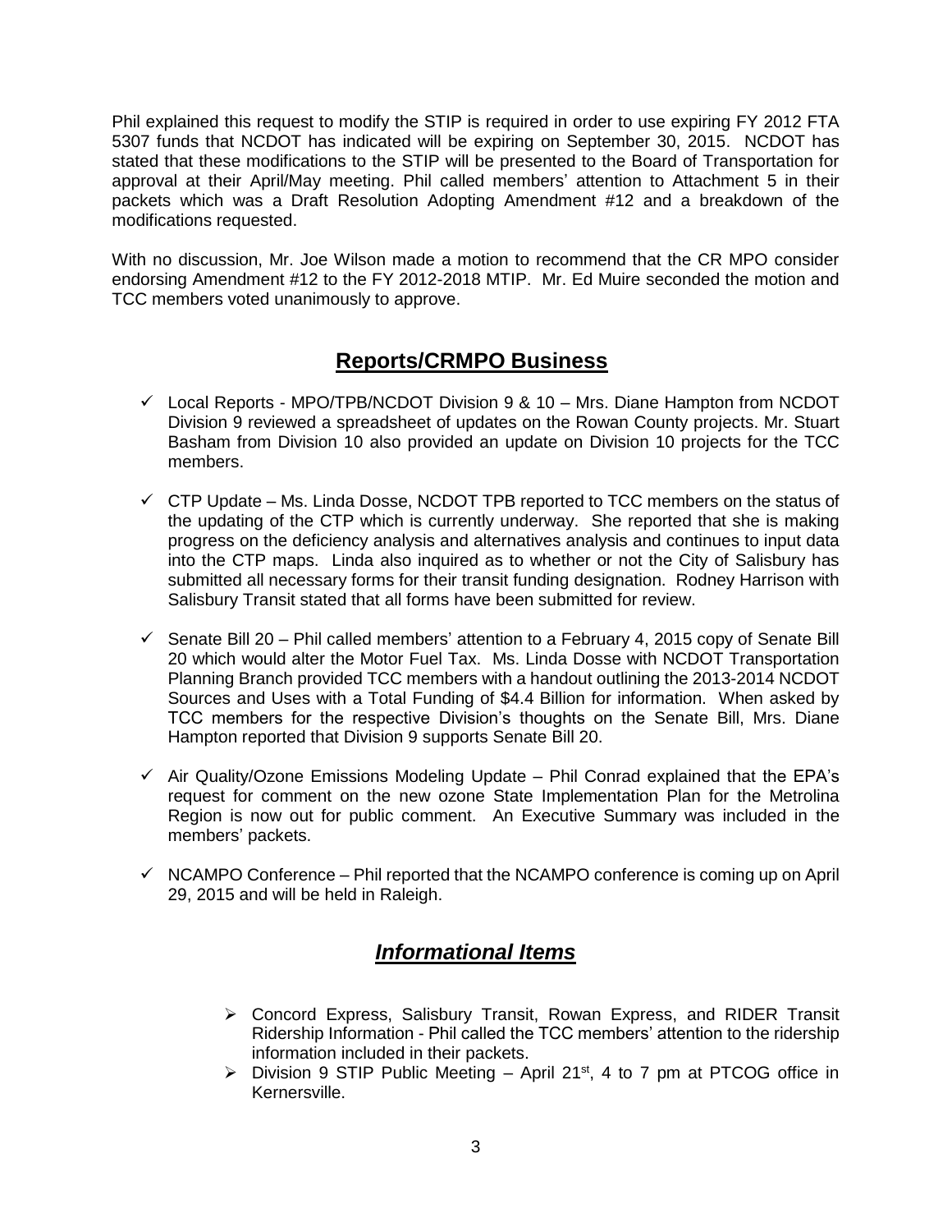Phil explained this request to modify the STIP is required in order to use expiring FY 2012 FTA 5307 funds that NCDOT has indicated will be expiring on September 30, 2015. NCDOT has stated that these modifications to the STIP will be presented to the Board of Transportation for approval at their April/May meeting. Phil called members' attention to Attachment 5 in their packets which was a Draft Resolution Adopting Amendment #12 and a breakdown of the modifications requested.

With no discussion, Mr. Joe Wilson made a motion to recommend that the CR MPO consider endorsing Amendment #12 to the FY 2012-2018 MTIP. Mr. Ed Muire seconded the motion and TCC members voted unanimously to approve.

## Reports/CRMPO Business

- ✓ Local Reports - MPO/TPB/NCDOT Division 9 & 10 – Mrs. Diane Hampton from NCDOT Division 9 reviewed a spreadsheet of updates on the Rowan County projects. Mr. Stuart Basham from Division 10 also provided an update on Division 10 projects for the TCC members.
- ✓ CTP Update – Ms. Linda Dosse, NCDOT TPB reported to TCC members on the status of the updating of the CTP which is currently underway. She reported that she is making progress on the deficiency analysis and alternatives analysis and continues to input data into the CTP maps. Linda also inquired as to whether or not the City of Salisbury has submitted all necessary forms for their transit funding designation. Rodney Harrison with Salisbury Transit stated that all forms have been submitted for review.
- ✓ Senate Bill 20 – Phil called members' attention to a February 4, 2015 copy of Senate Bill 20 which would alter the Motor Fuel Tax. Ms. Linda Dosse with NCDOT Transportation Planning Branch provided TCC members with a handout outlining the 2013-2014 NCDOT Sources and Uses with a Total Funding of $4.4 Billion for information. When asked by TCC members for the respective Division's thoughts on the Senate Bill, Mrs. Diane Hampton reported that Division 9 supports Senate Bill 20.
- ✓ Air Quality/Ozone Emissions Modeling Update – Phil Conrad explained that the EPA's request for comment on the new ozone State Implementation Plan for the Metrolina Region is now out for public comment. An Executive Summary was included in the members' packets.
- ✓ NCAMPO Conference – Phil reported that the NCAMPO conference is coming up on April 29, 2015 and will be held in Raleigh.

## *Informational Items*

- ➢ Concord Express, Salisbury Transit, Rowan Express, and RIDER Transit Ridership Information - Phil called the TCC members' attention to the ridership information included in their packets.
- ➢ Division 9 STIP Public Meeting – April 21st, 4 to 7 pm at PTCOG office in Kernersville.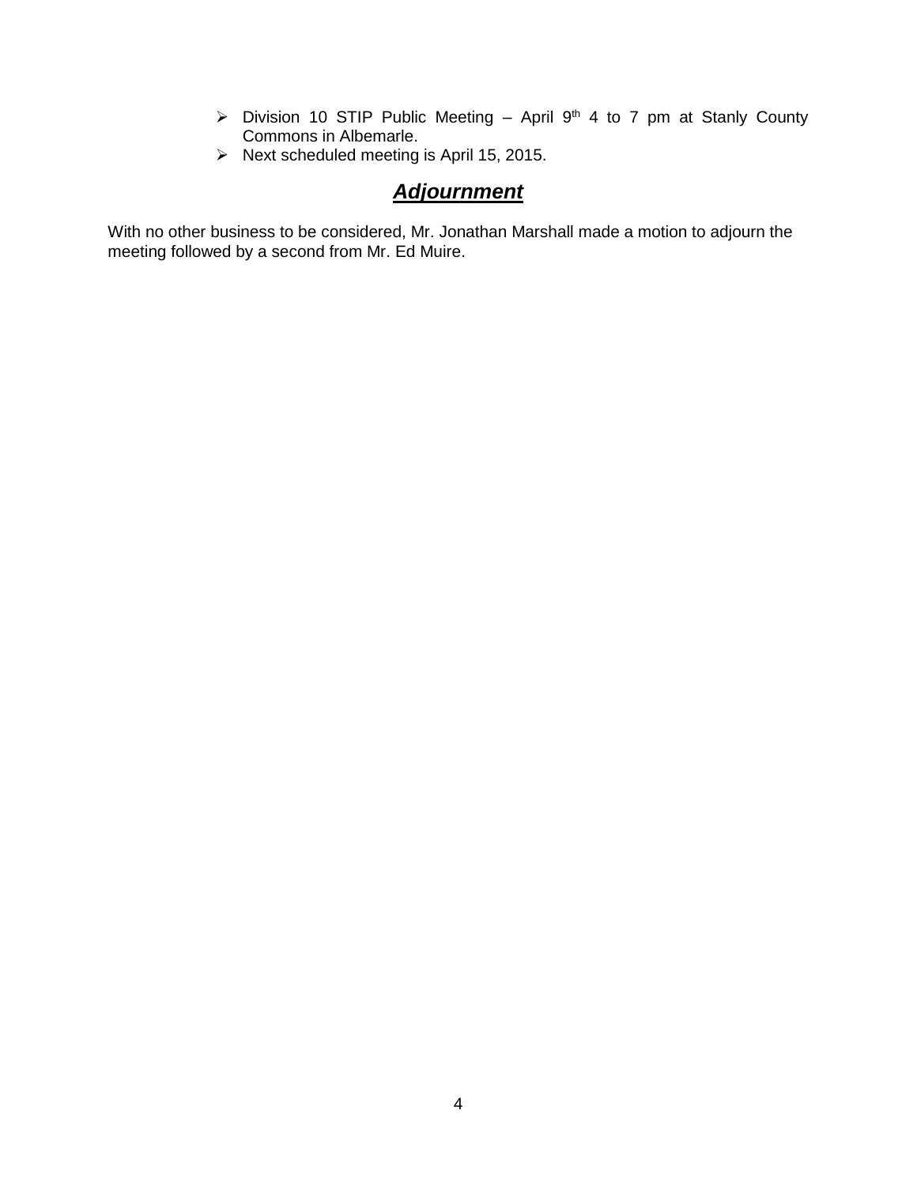- Division 10 STIP Public Meeting – April 9th 4 to 7 pm at Stanly County Commons in Albemarle.
- Next scheduled meeting is April 15, 2015.

## ***Adjournment***

With no other business to be considered, Mr. Jonathan Marshall made a motion to adjourn the meeting followed by a second from Mr. Ed Muire.